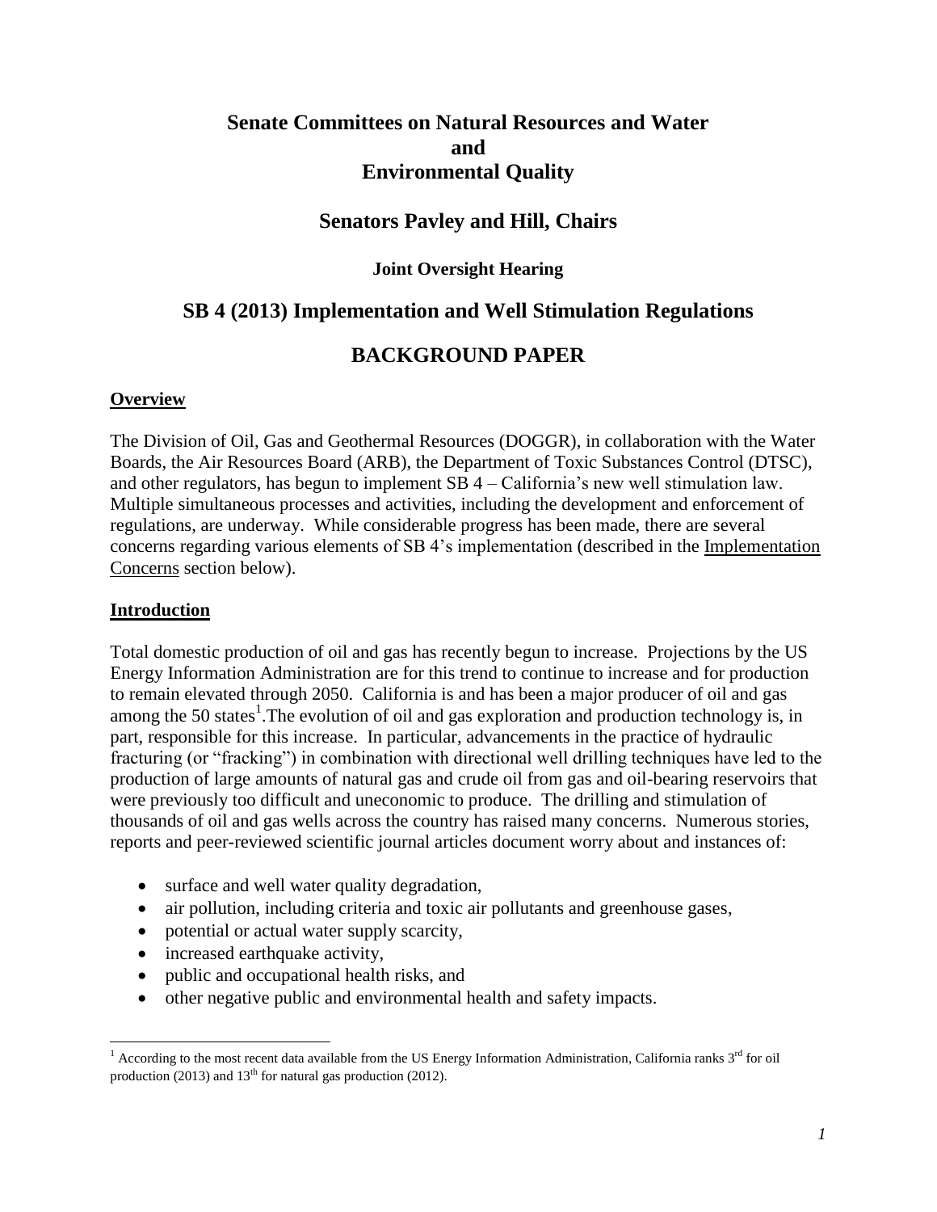# Senate Committees on Natural Resources and Water and Environmental Quality

## Senators Pavley and Hill, Chairs

### Joint Oversight Hearing

## SB 4 (2013) Implementation and Well Stimulation Regulations

## BACKGROUND PAPER

**Overview**

The Division of Oil, Gas and Geothermal Resources (DOGGR), in collaboration with the Water Boards, the Air Resources Board (ARB), the Department of Toxic Substances Control (DTSC), and other regulators, has begun to implement SB 4 – California's new well stimulation law. Multiple simultaneous processes and activities, including the development and enforcement of regulations, are underway. While considerable progress has been made, there are several concerns regarding various elements of SB 4's implementation (described in the Implementation Concerns section below).

**Introduction**

Total domestic production of oil and gas has recently begun to increase. Projections by the US Energy Information Administration are for this trend to continue to increase and for production to remain elevated through 2050. California is and has been a major producer of oil and gas among the 50 states[1].The evolution of oil and gas exploration and production technology is, in part, responsible for this increase. In particular, advancements in the practice of hydraulic fracturing (or "fracking") in combination with directional well drilling techniques have led to the production of large amounts of natural gas and crude oil from gas and oil-bearing reservoirs that were previously too difficult and uneconomic to produce. The drilling and stimulation of thousands of oil and gas wells across the country has raised many concerns. Numerous stories, reports and peer-reviewed scientific journal articles document worry about and instances of:

- surface and well water quality degradation,
- air pollution, including criteria and toxic air pollutants and greenhouse gases,
- potential or actual water supply scarcity,
- increased earthquake activity,
- public and occupational health risks, and
- other negative public and environmental health and safety impacts.

[1] According to the most recent data available from the US Energy Information Administration, California ranks 3rd for oil production (2013) and 13th for natural gas production (2012).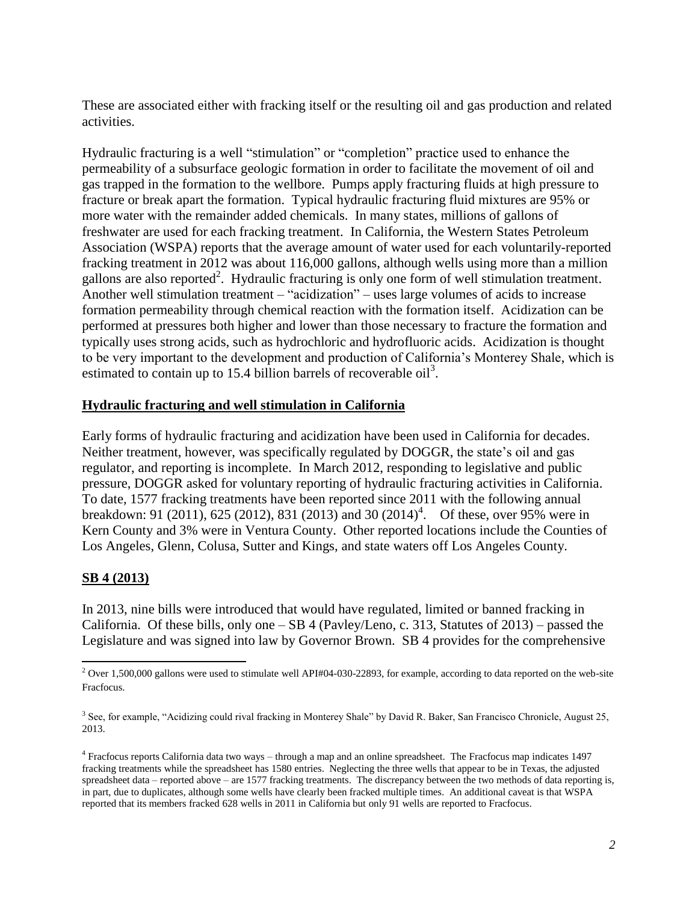These are associated either with fracking itself or the resulting oil and gas production and related activities.

Hydraulic fracturing is a well "stimulation" or "completion" practice used to enhance the permeability of a subsurface geologic formation in order to facilitate the movement of oil and gas trapped in the formation to the wellbore. Pumps apply fracturing fluids at high pressure to fracture or break apart the formation. Typical hydraulic fracturing fluid mixtures are 95% or more water with the remainder added chemicals. In many states, millions of gallons of freshwater are used for each fracking treatment. In California, the Western States Petroleum Association (WSPA) reports that the average amount of water used for each voluntarily-reported fracking treatment in 2012 was about 116,000 gallons, although wells using more than a million gallons are also reported[2]. Hydraulic fracturing is only one form of well stimulation treatment. Another well stimulation treatment – "acidization" – uses large volumes of acids to increase formation permeability through chemical reaction with the formation itself. Acidization can be performed at pressures both higher and lower than those necessary to fracture the formation and typically uses strong acids, such as hydrochloric and hydrofluoric acids. Acidization is thought to be very important to the development and production of California's Monterey Shale, which is estimated to contain up to 15.4 billion barrels of recoverable oil[3].

## Hydraulic fracturing and well stimulation in California

Early forms of hydraulic fracturing and acidization have been used in California for decades. Neither treatment, however, was specifically regulated by DOGGR, the state's oil and gas regulator, and reporting is incomplete. In March 2012, responding to legislative and public pressure, DOGGR asked for voluntary reporting of hydraulic fracturing activities in California. To date, 1577 fracking treatments have been reported since 2011 with the following annual breakdown: 91 (2011), 625 (2012), 831 (2013) and 30 (2014)[4]. Of these, over 95% were in Kern County and 3% were in Ventura County. Other reported locations include the Counties of Los Angeles, Glenn, Colusa, Sutter and Kings, and state waters off Los Angeles County.

## SB 4 (2013)

In 2013, nine bills were introduced that would have regulated, limited or banned fracking in California. Of these bills, only one – SB 4 (Pavley/Leno, c. 313, Statutes of 2013) – passed the Legislature and was signed into law by Governor Brown. SB 4 provides for the comprehensive

---

[2] Over 1,500,000 gallons were used to stimulate well API#04-030-22893, for example, according to data reported on the web-site Fracfocus.

[3] See, for example, "Acidizing could rival fracking in Monterey Shale" by David R. Baker, San Francisco Chronicle, August 25, 2013.

[4] Fracfocus reports California data two ways – through a map and an online spreadsheet. The Fracfocus map indicates 1497 fracking treatments while the spreadsheet has 1580 entries. Neglecting the three wells that appear to be in Texas, the adjusted spreadsheet data – reported above – are 1577 fracking treatments. The discrepancy between the two methods of data reporting is, in part, due to duplicates, although some wells have clearly been fracked multiple times. An additional caveat is that WSPA reported that its members fracked 628 wells in 2011 in California but only 91 wells are reported to Fracfocus.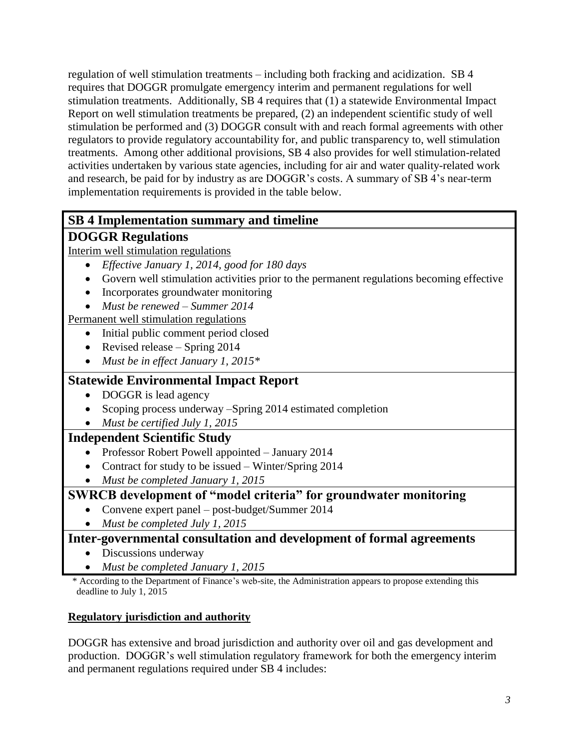regulation of well stimulation treatments – including both fracking and acidization. SB 4 requires that DOGGR promulgate emergency interim and permanent regulations for well stimulation treatments. Additionally, SB 4 requires that (1) a statewide Environmental Impact Report on well stimulation treatments be prepared, (2) an independent scientific study of well stimulation be performed and (3) DOGGR consult with and reach formal agreements with other regulators to provide regulatory accountability for, and public transparency to, well stimulation treatments. Among other additional provisions, SB 4 also provides for well stimulation-related activities undertaken by various state agencies, including for air and water quality-related work and research, be paid for by industry as are DOGGR's costs. A summary of SB 4's near-term implementation requirements is provided in the table below.

## SB 4 Implementation summary and timeline

### DOGGR Regulations

Interim well stimulation regulations

- *Effective January 1, 2014, good for 180 days*
- Govern well stimulation activities prior to the permanent regulations becoming effective
- Incorporates groundwater monitoring
- *Must be renewed – Summer 2014*

Permanent well stimulation regulations

- Initial public comment period closed
- Revised release – Spring 2014
- *Must be in effect January 1, 2015**

### Statewide Environmental Impact Report

- DOGGR is lead agency
- Scoping process underway –Spring 2014 estimated completion
- *Must be certified July 1, 2015*

### Independent Scientific Study

- Professor Robert Powell appointed – January 2014
- Contract for study to be issued – Winter/Spring 2014
- *Must be completed January 1, 2015*

### SWRCB development of "model criteria" for groundwater monitoring

- Convene expert panel – post-budget/Summer 2014
- *Must be completed July 1, 2015*

### Inter-governmental consultation and development of formal agreements

- Discussions underway
- *Must be completed January 1, 2015*

* According to the Department of Finance's web-site, the Administration appears to propose extending this deadline to July 1, 2015

**Regulatory jurisdiction and authority**

DOGGR has extensive and broad jurisdiction and authority over oil and gas development and production. DOGGR's well stimulation regulatory framework for both the emergency interim and permanent regulations required under SB 4 includes: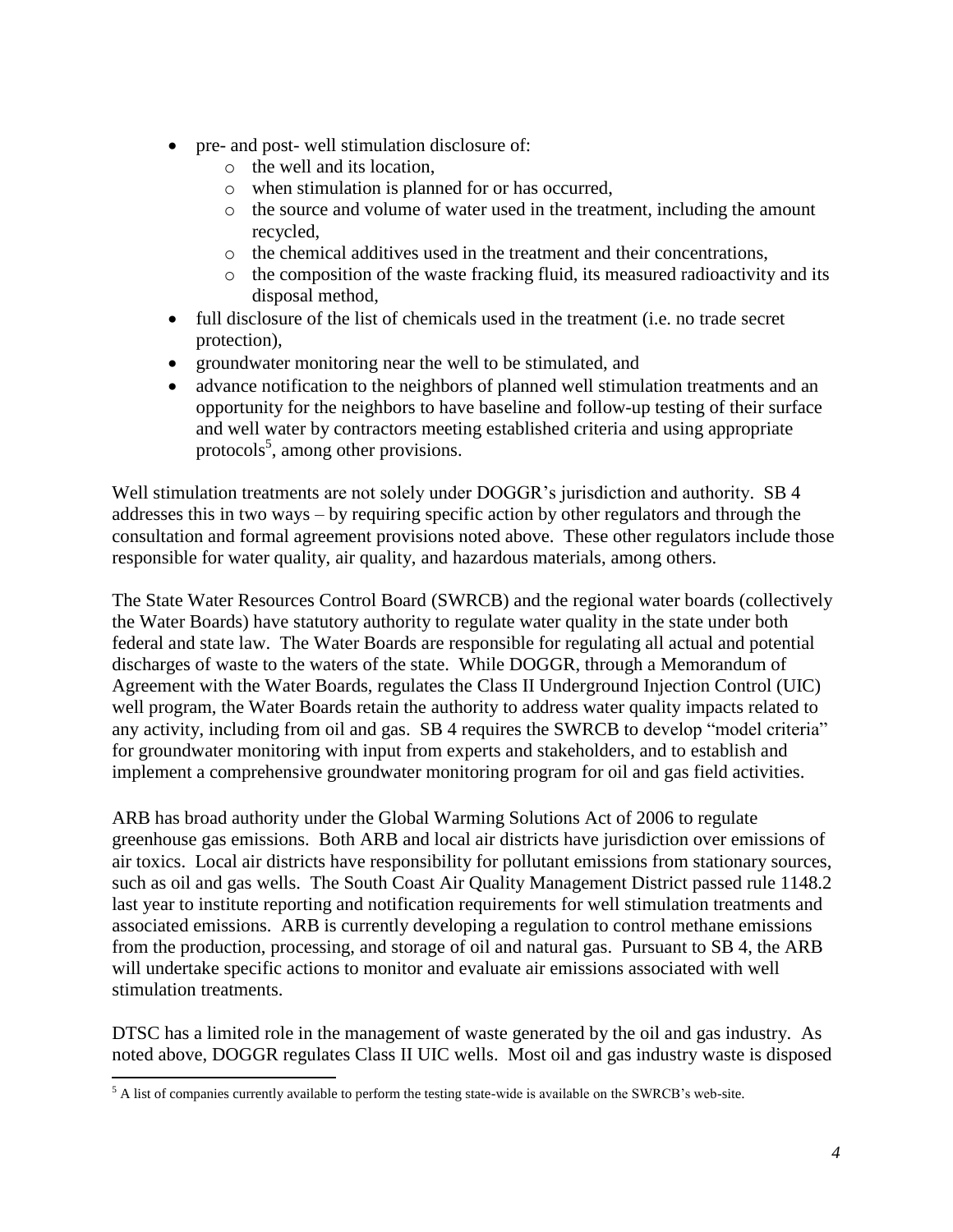- pre- and post- well stimulation disclosure of:
  - the well and its location,
  - when stimulation is planned for or has occurred,
  - the source and volume of water used in the treatment, including the amount recycled,
  - the chemical additives used in the treatment and their concentrations,
  - the composition of the waste fracking fluid, its measured radioactivity and its disposal method,
- full disclosure of the list of chemicals used in the treatment (i.e. no trade secret protection),
- groundwater monitoring near the well to be stimulated, and
- advance notification to the neighbors of planned well stimulation treatments and an opportunity for the neighbors to have baseline and follow-up testing of their surface and well water by contractors meeting established criteria and using appropriate protocols[5], among other provisions.

Well stimulation treatments are not solely under DOGGR's jurisdiction and authority. SB 4 addresses this in two ways – by requiring specific action by other regulators and through the consultation and formal agreement provisions noted above. These other regulators include those responsible for water quality, air quality, and hazardous materials, among others.

The State Water Resources Control Board (SWRCB) and the regional water boards (collectively the Water Boards) have statutory authority to regulate water quality in the state under both federal and state law. The Water Boards are responsible for regulating all actual and potential discharges of waste to the waters of the state. While DOGGR, through a Memorandum of Agreement with the Water Boards, regulates the Class II Underground Injection Control (UIC) well program, the Water Boards retain the authority to address water quality impacts related to any activity, including from oil and gas. SB 4 requires the SWRCB to develop "model criteria" for groundwater monitoring with input from experts and stakeholders, and to establish and implement a comprehensive groundwater monitoring program for oil and gas field activities.

ARB has broad authority under the Global Warming Solutions Act of 2006 to regulate greenhouse gas emissions. Both ARB and local air districts have jurisdiction over emissions of air toxics. Local air districts have responsibility for pollutant emissions from stationary sources, such as oil and gas wells. The South Coast Air Quality Management District passed rule 1148.2 last year to institute reporting and notification requirements for well stimulation treatments and associated emissions. ARB is currently developing a regulation to control methane emissions from the production, processing, and storage of oil and natural gas. Pursuant to SB 4, the ARB will undertake specific actions to monitor and evaluate air emissions associated with well stimulation treatments.

DTSC has a limited role in the management of waste generated by the oil and gas industry. As noted above, DOGGR regulates Class II UIC wells. Most oil and gas industry waste is disposed

[5] A list of companies currently available to perform the testing state-wide is available on the SWRCB's web-site.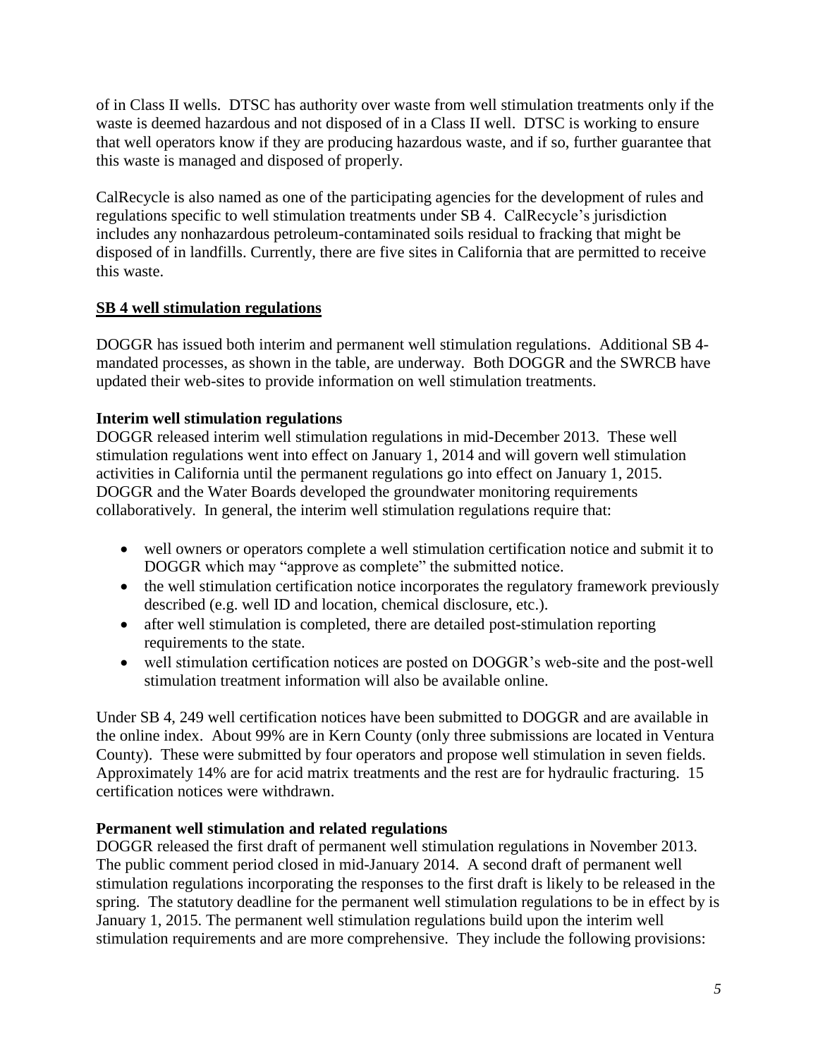of in Class II wells. DTSC has authority over waste from well stimulation treatments only if the waste is deemed hazardous and not disposed of in a Class II well. DTSC is working to ensure that well operators know if they are producing hazardous waste, and if so, further guarantee that this waste is managed and disposed of properly.

CalRecycle is also named as one of the participating agencies for the development of rules and regulations specific to well stimulation treatments under SB 4. CalRecycle's jurisdiction includes any nonhazardous petroleum-contaminated soils residual to fracking that might be disposed of in landfills. Currently, there are five sites in California that are permitted to receive this waste.

## SB 4 well stimulation regulations

DOGGR has issued both interim and permanent well stimulation regulations. Additional SB 4-mandated processes, as shown in the table, are underway. Both DOGGR and the SWRCB have updated their web-sites to provide information on well stimulation treatments.

### Interim well stimulation regulations

DOGGR released interim well stimulation regulations in mid-December 2013. These well stimulation regulations went into effect on January 1, 2014 and will govern well stimulation activities in California until the permanent regulations go into effect on January 1, 2015. DOGGR and the Water Boards developed the groundwater monitoring requirements collaboratively. In general, the interim well stimulation regulations require that:

- well owners or operators complete a well stimulation certification notice and submit it to DOGGR which may "approve as complete" the submitted notice.
- the well stimulation certification notice incorporates the regulatory framework previously described (e.g. well ID and location, chemical disclosure, etc.).
- after well stimulation is completed, there are detailed post-stimulation reporting requirements to the state.
- well stimulation certification notices are posted on DOGGR's web-site and the post-well stimulation treatment information will also be available online.

Under SB 4, 249 well certification notices have been submitted to DOGGR and are available in the online index. About 99% are in Kern County (only three submissions are located in Ventura County). These were submitted by four operators and propose well stimulation in seven fields. Approximately 14% are for acid matrix treatments and the rest are for hydraulic fracturing. 15 certification notices were withdrawn.

### Permanent well stimulation and related regulations

DOGGR released the first draft of permanent well stimulation regulations in November 2013. The public comment period closed in mid-January 2014. A second draft of permanent well stimulation regulations incorporating the responses to the first draft is likely to be released in the spring. The statutory deadline for the permanent well stimulation regulations to be in effect by is January 1, 2015. The permanent well stimulation regulations build upon the interim well stimulation requirements and are more comprehensive. They include the following provisions: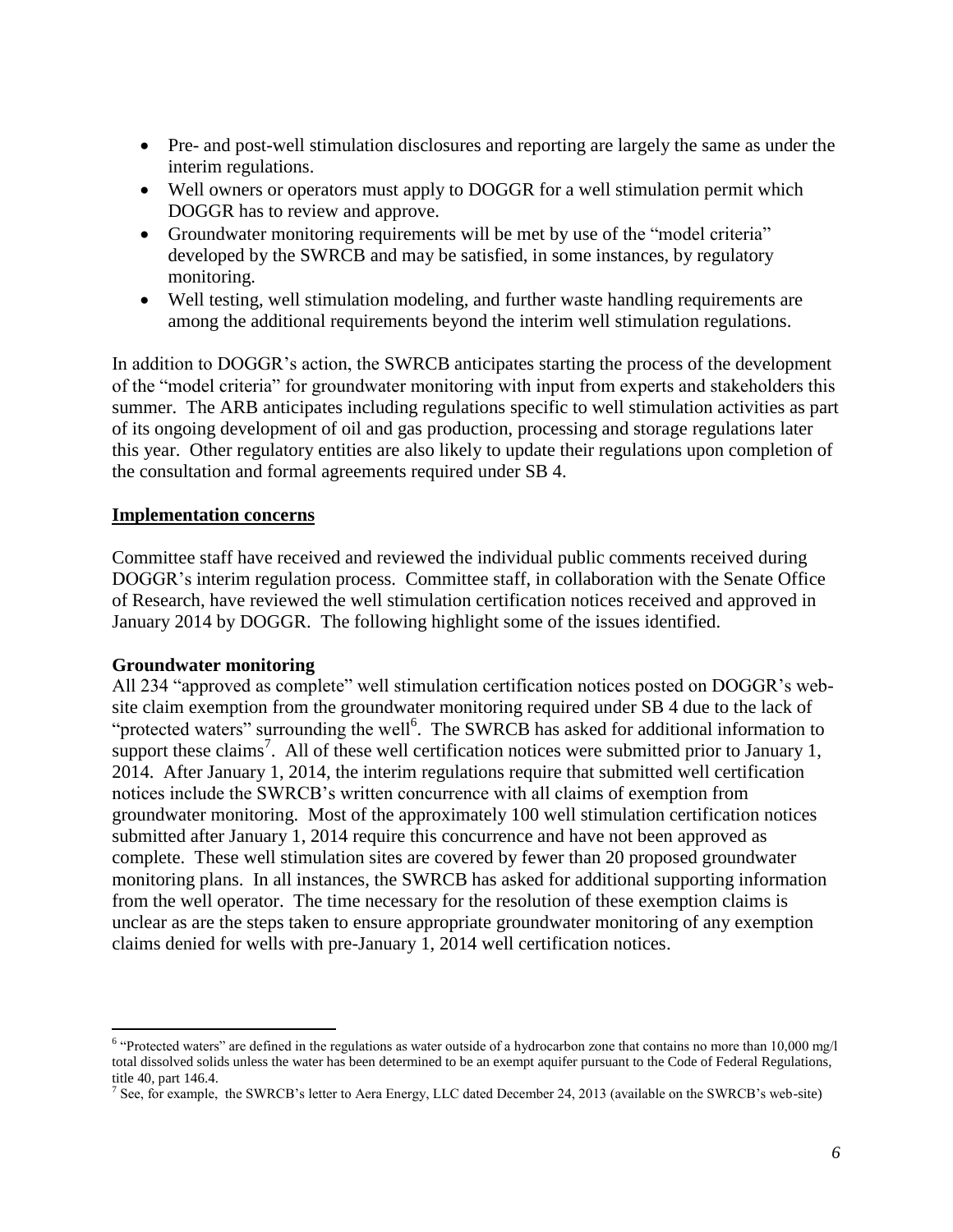- Pre- and post-well stimulation disclosures and reporting are largely the same as under the interim regulations.
- Well owners or operators must apply to DOGGR for a well stimulation permit which DOGGR has to review and approve.
- Groundwater monitoring requirements will be met by use of the "model criteria" developed by the SWRCB and may be satisfied, in some instances, by regulatory monitoring.
- Well testing, well stimulation modeling, and further waste handling requirements are among the additional requirements beyond the interim well stimulation regulations.

In addition to DOGGR's action, the SWRCB anticipates starting the process of the development of the "model criteria" for groundwater monitoring with input from experts and stakeholders this summer. The ARB anticipates including regulations specific to well stimulation activities as part of its ongoing development of oil and gas production, processing and storage regulations later this year. Other regulatory entities are also likely to update their regulations upon completion of the consultation and formal agreements required under SB 4.

## Implementation concerns

Committee staff have received and reviewed the individual public comments received during DOGGR's interim regulation process. Committee staff, in collaboration with the Senate Office of Research, have reviewed the well stimulation certification notices received and approved in January 2014 by DOGGR. The following highlight some of the issues identified.

### Groundwater monitoring

All 234 "approved as complete" well stimulation certification notices posted on DOGGR's web-site claim exemption from the groundwater monitoring required under SB 4 due to the lack of "protected waters" surrounding the well[6]. The SWRCB has asked for additional information to support these claims[7]. All of these well certification notices were submitted prior to January 1, 2014. After January 1, 2014, the interim regulations require that submitted well certification notices include the SWRCB's written concurrence with all claims of exemption from groundwater monitoring. Most of the approximately 100 well stimulation certification notices submitted after January 1, 2014 require this concurrence and have not been approved as complete. These well stimulation sites are covered by fewer than 20 proposed groundwater monitoring plans. In all instances, the SWRCB has asked for additional supporting information from the well operator. The time necessary for the resolution of these exemption claims is unclear as are the steps taken to ensure appropriate groundwater monitoring of any exemption claims denied for wells with pre-January 1, 2014 well certification notices.

---

[6] "Protected waters" are defined in the regulations as water outside of a hydrocarbon zone that contains no more than 10,000 mg/l total dissolved solids unless the water has been determined to be an exempt aquifer pursuant to the Code of Federal Regulations, title 40, part 146.4.

[7] See, for example, the SWRCB's letter to Aera Energy, LLC dated December 24, 2013 (available on the SWRCB's web-site)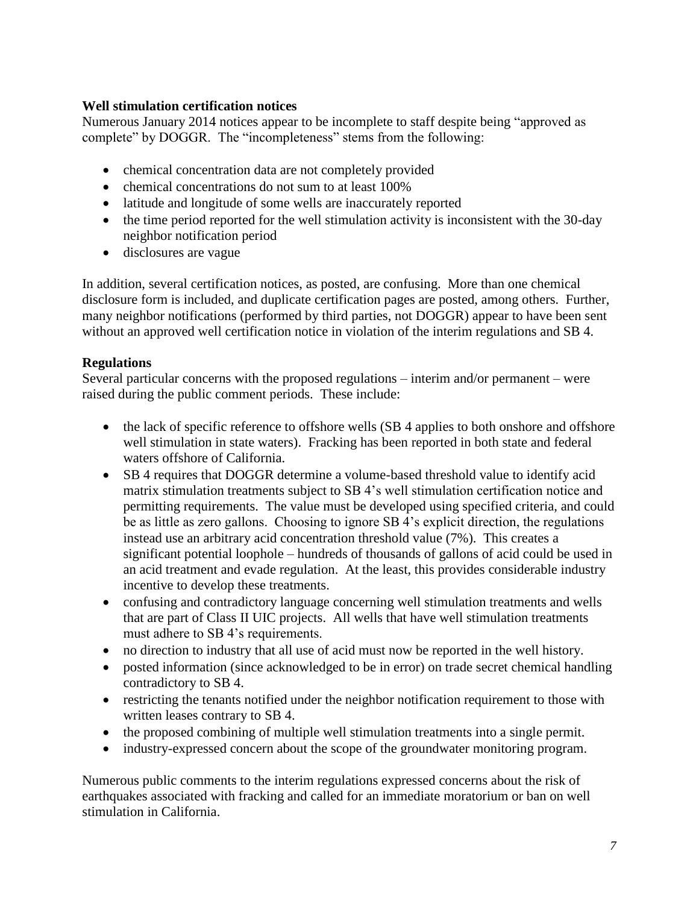**Well stimulation certification notices**

Numerous January 2014 notices appear to be incomplete to staff despite being "approved as complete" by DOGGR. The "incompleteness" stems from the following:

- chemical concentration data are not completely provided
- chemical concentrations do not sum to at least 100%
- latitude and longitude of some wells are inaccurately reported
- the time period reported for the well stimulation activity is inconsistent with the 30-day neighbor notification period
- disclosures are vague

In addition, several certification notices, as posted, are confusing. More than one chemical disclosure form is included, and duplicate certification pages are posted, among others. Further, many neighbor notifications (performed by third parties, not DOGGR) appear to have been sent without an approved well certification notice in violation of the interim regulations and SB 4.

**Regulations**

Several particular concerns with the proposed regulations – interim and/or permanent – were raised during the public comment periods. These include:

- the lack of specific reference to offshore wells (SB 4 applies to both onshore and offshore well stimulation in state waters). Fracking has been reported in both state and federal waters offshore of California.
- SB 4 requires that DOGGR determine a volume-based threshold value to identify acid matrix stimulation treatments subject to SB 4's well stimulation certification notice and permitting requirements. The value must be developed using specified criteria, and could be as little as zero gallons. Choosing to ignore SB 4's explicit direction, the regulations instead use an arbitrary acid concentration threshold value (7%). This creates a significant potential loophole – hundreds of thousands of gallons of acid could be used in an acid treatment and evade regulation. At the least, this provides considerable industry incentive to develop these treatments.
- confusing and contradictory language concerning well stimulation treatments and wells that are part of Class II UIC projects. All wells that have well stimulation treatments must adhere to SB 4's requirements.
- no direction to industry that all use of acid must now be reported in the well history.
- posted information (since acknowledged to be in error) on trade secret chemical handling contradictory to SB 4.
- restricting the tenants notified under the neighbor notification requirement to those with written leases contrary to SB 4.
- the proposed combining of multiple well stimulation treatments into a single permit.
- industry-expressed concern about the scope of the groundwater monitoring program.

Numerous public comments to the interim regulations expressed concerns about the risk of earthquakes associated with fracking and called for an immediate moratorium or ban on well stimulation in California.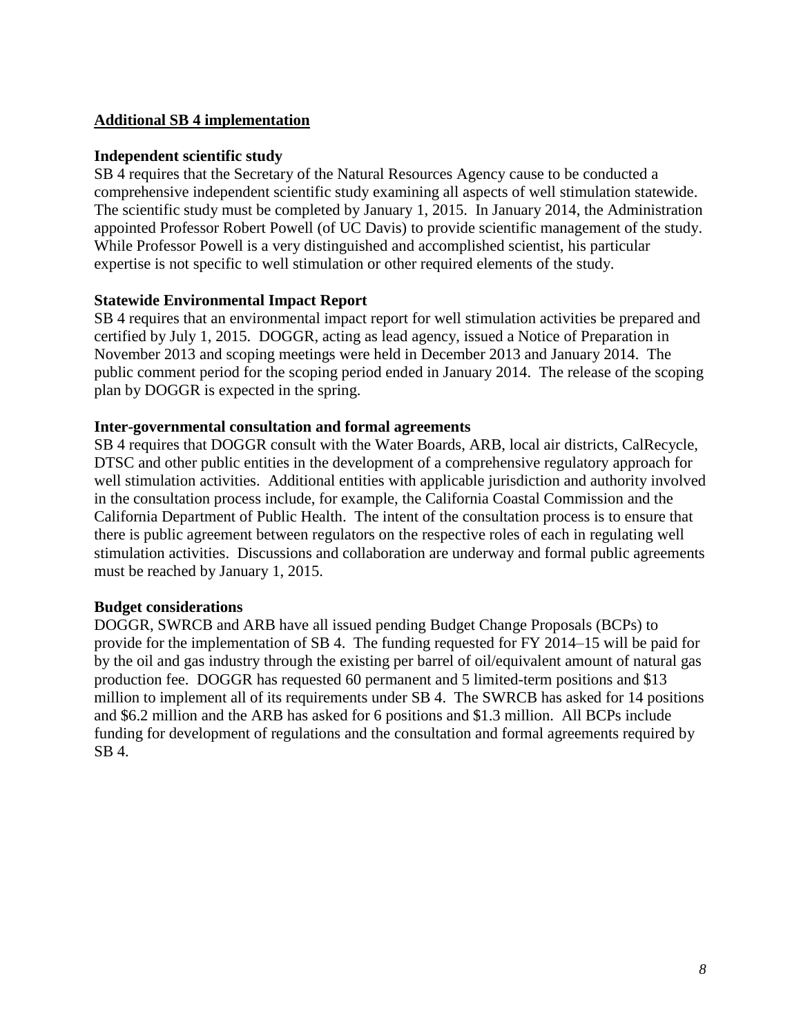## Additional SB 4 implementation

### Independent scientific study

SB 4 requires that the Secretary of the Natural Resources Agency cause to be conducted a comprehensive independent scientific study examining all aspects of well stimulation statewide. The scientific study must be completed by January 1, 2015. In January 2014, the Administration appointed Professor Robert Powell (of UC Davis) to provide scientific management of the study. While Professor Powell is a very distinguished and accomplished scientist, his particular expertise is not specific to well stimulation or other required elements of the study.

### Statewide Environmental Impact Report

SB 4 requires that an environmental impact report for well stimulation activities be prepared and certified by July 1, 2015. DOGGR, acting as lead agency, issued a Notice of Preparation in November 2013 and scoping meetings were held in December 2013 and January 2014. The public comment period for the scoping period ended in January 2014. The release of the scoping plan by DOGGR is expected in the spring.

### Inter-governmental consultation and formal agreements

SB 4 requires that DOGGR consult with the Water Boards, ARB, local air districts, CalRecycle, DTSC and other public entities in the development of a comprehensive regulatory approach for well stimulation activities. Additional entities with applicable jurisdiction and authority involved in the consultation process include, for example, the California Coastal Commission and the California Department of Public Health. The intent of the consultation process is to ensure that there is public agreement between regulators on the respective roles of each in regulating well stimulation activities. Discussions and collaboration are underway and formal public agreements must be reached by January 1, 2015.

### Budget considerations

DOGGR, SWRCB and ARB have all issued pending Budget Change Proposals (BCPs) to provide for the implementation of SB 4. The funding requested for FY 2014–15 will be paid for by the oil and gas industry through the existing per barrel of oil/equivalent amount of natural gas production fee. DOGGR has requested 60 permanent and 5 limited-term positions and $13 million to implement all of its requirements under SB 4. The SWRCB has asked for 14 positions and $6.2 million and the ARB has asked for 6 positions and $1.3 million. All BCPs include funding for development of regulations and the consultation and formal agreements required by SB 4.